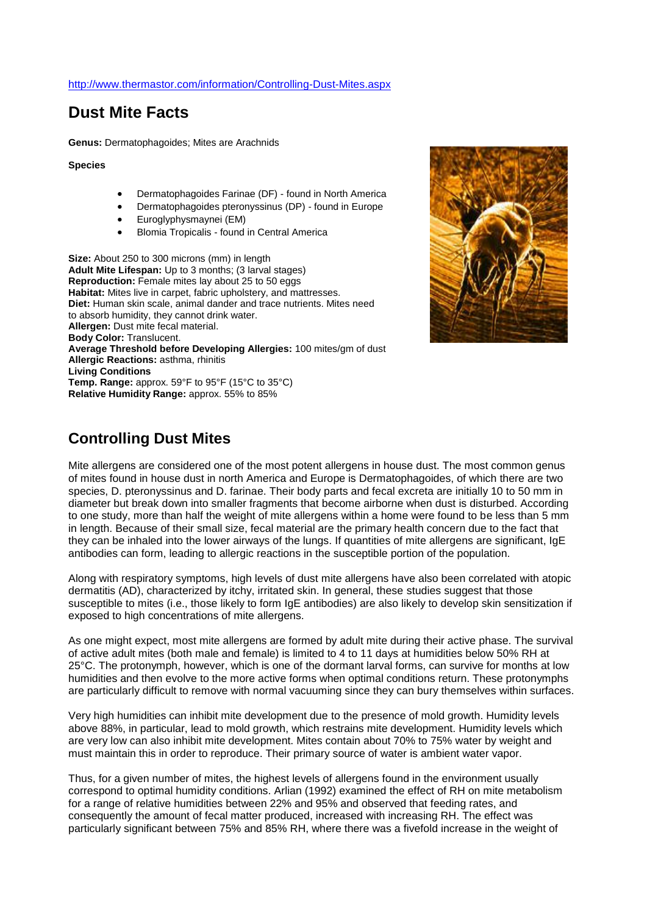http://www.thermastor.com/information/Controlling-Dust-Mites.aspx

## Dust Mite Facts

**Genus:** Dermatophagoides; Mites are Arachnids

**Species**

- Dermatophagoides Farinae (DF) - found in North America
- Dermatophagoides pteronyssinus (DP) - found in Europe
- Euroglyphysmaynei (EM)
- Blomia Tropicalis - found in Central America

**Size:** About 250 to 300 microns (mm) in length
**Adult Mite Lifespan:** Up to 3 months; (3 larval stages)
**Reproduction:** Female mites lay about 25 to 50 eggs
**Habitat:** Mites live in carpet, fabric upholstery, and mattresses.
**Diet:** Human skin scale, animal dander and trace nutrients. Mites need to absorb humidity, they cannot drink water.
**Allergen:** Dust mite fecal material.
**Body Color:** Translucent.
**Average Threshold before Developing Allergies:** 100 mites/gm of dust
**Allergic Reactions:** asthma, rhinitis
**Living Conditions**
**Temp. Range:** approx. 59°F to 95°F (15°C to 35°C)
**Relative Humidity Range:** approx. 55% to 85%

## Controlling Dust Mites

Mite allergens are considered one of the most potent allergens in house dust. The most common genus of mites found in house dust in north America and Europe is Dermatophagoides, of which there are two species, D. pteronyssinus and D. farinae. Their body parts and fecal excreta are initially 10 to 50 mm in diameter but break down into smaller fragments that become airborne when dust is disturbed. According to one study, more than half the weight of mite allergens within a home were found to be less than 5 mm in length. Because of their small size, fecal material are the primary health concern due to the fact that they can be inhaled into the lower airways of the lungs. If quantities of mite allergens are significant, IgE antibodies can form, leading to allergic reactions in the susceptible portion of the population.

Along with respiratory symptoms, high levels of dust mite allergens have also been correlated with atopic dermatitis (AD), characterized by itchy, irritated skin. In general, these studies suggest that those susceptible to mites (i.e., those likely to form IgE antibodies) are also likely to develop skin sensitization if exposed to high concentrations of mite allergens.

As one might expect, most mite allergens are formed by adult mite during their active phase. The survival of active adult mites (both male and female) is limited to 4 to 11 days at humidities below 50% RH at 25°C. The protonymph, however, which is one of the dormant larval forms, can survive for months at low humidities and then evolve to the more active forms when optimal conditions return. These protonymphs are particularly difficult to remove with normal vacuuming since they can bury themselves within surfaces.

Very high humidities can inhibit mite development due to the presence of mold growth. Humidity levels above 88%, in particular, lead to mold growth, which restrains mite development. Humidity levels which are very low can also inhibit mite development. Mites contain about 70% to 75% water by weight and must maintain this in order to reproduce. Their primary source of water is ambient water vapor.

Thus, for a given number of mites, the highest levels of allergens found in the environment usually correspond to optimal humidity conditions. Arlian (1992) examined the effect of RH on mite metabolism for a range of relative humidities between 22% and 95% and observed that feeding rates, and consequently the amount of fecal matter produced, increased with increasing RH. The effect was particularly significant between 75% and 85% RH, where there was a fivefold increase in the weight of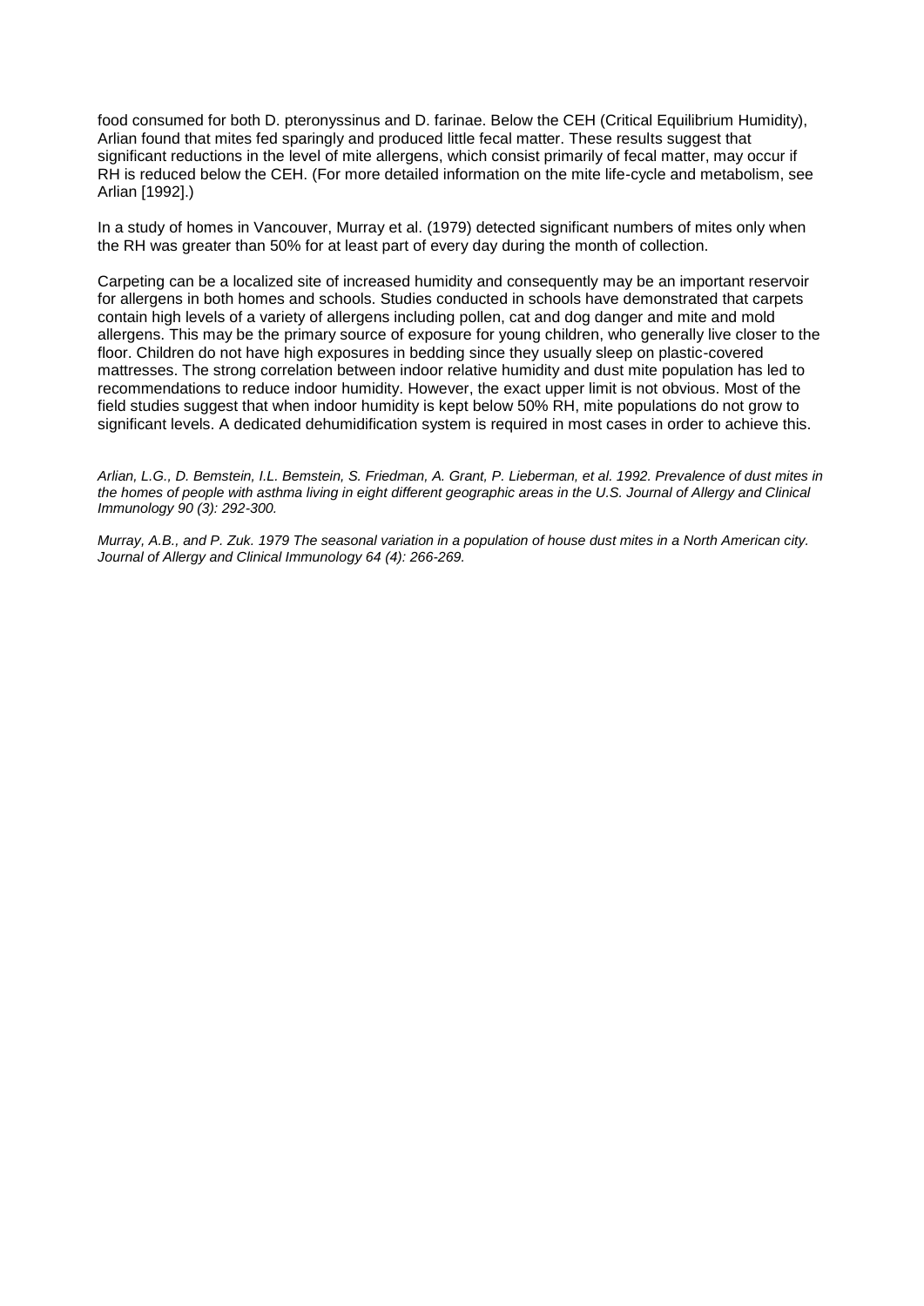food consumed for both D. pteronyssinus and D. farinae. Below the CEH (Critical Equilibrium Humidity), Arlian found that mites fed sparingly and produced little fecal matter. These results suggest that significant reductions in the level of mite allergens, which consist primarily of fecal matter, may occur if RH is reduced below the CEH. (For more detailed information on the mite life-cycle and metabolism, see Arlian [1992].)

In a study of homes in Vancouver, Murray et al. (1979) detected significant numbers of mites only when the RH was greater than 50% for at least part of every day during the month of collection.

Carpeting can be a localized site of increased humidity and consequently may be an important reservoir for allergens in both homes and schools. Studies conducted in schools have demonstrated that carpets contain high levels of a variety of allergens including pollen, cat and dog danger and mite and mold allergens. This may be the primary source of exposure for young children, who generally live closer to the floor. Children do not have high exposures in bedding since they usually sleep on plastic-covered mattresses. The strong correlation between indoor relative humidity and dust mite population has led to recommendations to reduce indoor humidity. However, the exact upper limit is not obvious. Most of the field studies suggest that when indoor humidity is kept below 50% RH, mite populations do not grow to significant levels. A dedicated dehumidification system is required in most cases in order to achieve this.

*Arlian, L.G., D. Bemstein, I.L. Bemstein, S. Friedman, A. Grant, P. Lieberman, et al. 1992. Prevalence of dust mites in the homes of people with asthma living in eight different geographic areas in the U.S. Journal of Allergy and Clinical Immunology 90 (3): 292-300.*

*Murray, A.B., and P. Zuk. 1979 The seasonal variation in a population of house dust mites in a North American city. Journal of Allergy and Clinical Immunology 64 (4): 266-269.*